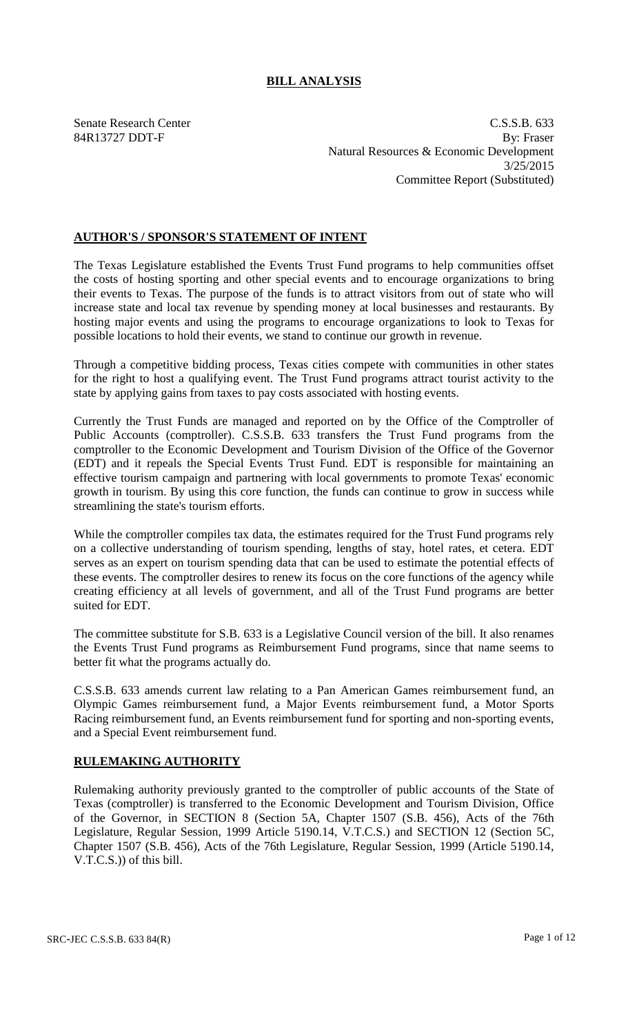# BILL ANALYSIS

Senate Research Center
84R13727 DDT-F

C.S.S.B. 633
By: Fraser
Natural Resources & Economic Development
3/25/2015
Committee Report (Substituted)

## AUTHOR'S / SPONSOR'S STATEMENT OF INTENT

The Texas Legislature established the Events Trust Fund programs to help communities offset the costs of hosting sporting and other special events and to encourage organizations to bring their events to Texas. The purpose of the funds is to attract visitors from out of state who will increase state and local tax revenue by spending money at local businesses and restaurants. By hosting major events and using the programs to encourage organizations to look to Texas for possible locations to hold their events, we stand to continue our growth in revenue.

Through a competitive bidding process, Texas cities compete with communities in other states for the right to host a qualifying event. The Trust Fund programs attract tourist activity to the state by applying gains from taxes to pay costs associated with hosting events.

Currently the Trust Funds are managed and reported on by the Office of the Comptroller of Public Accounts (comptroller). C.S.S.B. 633 transfers the Trust Fund programs from the comptroller to the Economic Development and Tourism Division of the Office of the Governor (EDT) and it repeals the Special Events Trust Fund. EDT is responsible for maintaining an effective tourism campaign and partnering with local governments to promote Texas' economic growth in tourism. By using this core function, the funds can continue to grow in success while streamlining the state's tourism efforts.

While the comptroller compiles tax data, the estimates required for the Trust Fund programs rely on a collective understanding of tourism spending, lengths of stay, hotel rates, et cetera. EDT serves as an expert on tourism spending data that can be used to estimate the potential effects of these events. The comptroller desires to renew its focus on the core functions of the agency while creating efficiency at all levels of government, and all of the Trust Fund programs are better suited for EDT.

The committee substitute for S.B. 633 is a Legislative Council version of the bill. It also renames the Events Trust Fund programs as Reimbursement Fund programs, since that name seems to better fit what the programs actually do.

C.S.S.B. 633 amends current law relating to a Pan American Games reimbursement fund, an Olympic Games reimbursement fund, a Major Events reimbursement fund, a Motor Sports Racing reimbursement fund, an Events reimbursement fund for sporting and non-sporting events, and a Special Event reimbursement fund.

## RULEMAKING AUTHORITY

Rulemaking authority previously granted to the comptroller of public accounts of the State of Texas (comptroller) is transferred to the Economic Development and Tourism Division, Office of the Governor, in SECTION 8 (Section 5A, Chapter 1507 (S.B. 456), Acts of the 76th Legislature, Regular Session, 1999 Article 5190.14, V.T.C.S.) and SECTION 12 (Section 5C, Chapter 1507 (S.B. 456), Acts of the 76th Legislature, Regular Session, 1999 (Article 5190.14, V.T.C.S.)) of this bill.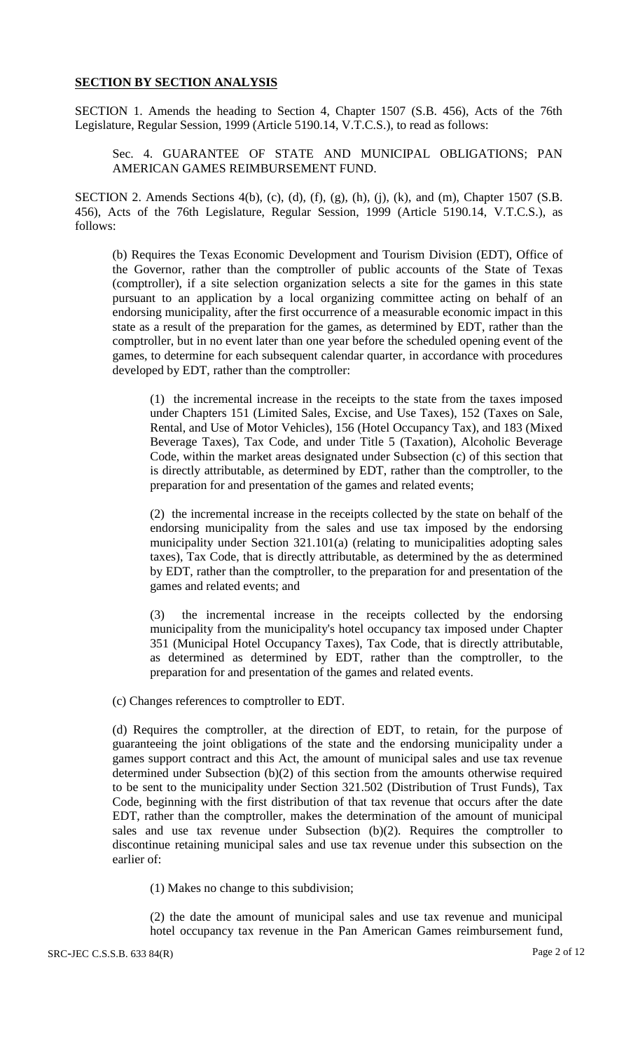**SECTION BY SECTION ANALYSIS**

SECTION 1. Amends the heading to Section 4, Chapter 1507 (S.B. 456), Acts of the 76th Legislature, Regular Session, 1999 (Article 5190.14, V.T.C.S.), to read as follows:

Sec. 4. GUARANTEE OF STATE AND MUNICIPAL OBLIGATIONS; PAN AMERICAN GAMES REIMBURSEMENT FUND.

SECTION 2. Amends Sections 4(b), (c), (d), (f), (g), (h), (j), (k), and (m), Chapter 1507 (S.B. 456), Acts of the 76th Legislature, Regular Session, 1999 (Article 5190.14, V.T.C.S.), as follows:

(b) Requires the Texas Economic Development and Tourism Division (EDT), Office of the Governor, rather than the comptroller of public accounts of the State of Texas (comptroller), if a site selection organization selects a site for the games in this state pursuant to an application by a local organizing committee acting on behalf of an endorsing municipality, after the first occurrence of a measurable economic impact in this state as a result of the preparation for the games, as determined by EDT, rather than the comptroller, but in no event later than one year before the scheduled opening event of the games, to determine for each subsequent calendar quarter, in accordance with procedures developed by EDT, rather than the comptroller:

(1) the incremental increase in the receipts to the state from the taxes imposed under Chapters 151 (Limited Sales, Excise, and Use Taxes), 152 (Taxes on Sale, Rental, and Use of Motor Vehicles), 156 (Hotel Occupancy Tax), and 183 (Mixed Beverage Taxes), Tax Code, and under Title 5 (Taxation), Alcoholic Beverage Code, within the market areas designated under Subsection (c) of this section that is directly attributable, as determined by EDT, rather than the comptroller, to the preparation for and presentation of the games and related events;

(2) the incremental increase in the receipts collected by the state on behalf of the endorsing municipality from the sales and use tax imposed by the endorsing municipality under Section 321.101(a) (relating to municipalities adopting sales taxes), Tax Code, that is directly attributable, as determined by the as determined by EDT, rather than the comptroller, to the preparation for and presentation of the games and related events; and

(3) the incremental increase in the receipts collected by the endorsing municipality from the municipality's hotel occupancy tax imposed under Chapter 351 (Municipal Hotel Occupancy Taxes), Tax Code, that is directly attributable, as determined as determined by EDT, rather than the comptroller, to the preparation for and presentation of the games and related events.

(c) Changes references to comptroller to EDT.

(d) Requires the comptroller, at the direction of EDT, to retain, for the purpose of guaranteeing the joint obligations of the state and the endorsing municipality under a games support contract and this Act, the amount of municipal sales and use tax revenue determined under Subsection (b)(2) of this section from the amounts otherwise required to be sent to the municipality under Section 321.502 (Distribution of Trust Funds), Tax Code, beginning with the first distribution of that tax revenue that occurs after the date EDT, rather than the comptroller, makes the determination of the amount of municipal sales and use tax revenue under Subsection (b)(2). Requires the comptroller to discontinue retaining municipal sales and use tax revenue under this subsection on the earlier of:

(1) Makes no change to this subdivision;

(2) the date the amount of municipal sales and use tax revenue and municipal hotel occupancy tax revenue in the Pan American Games reimbursement fund,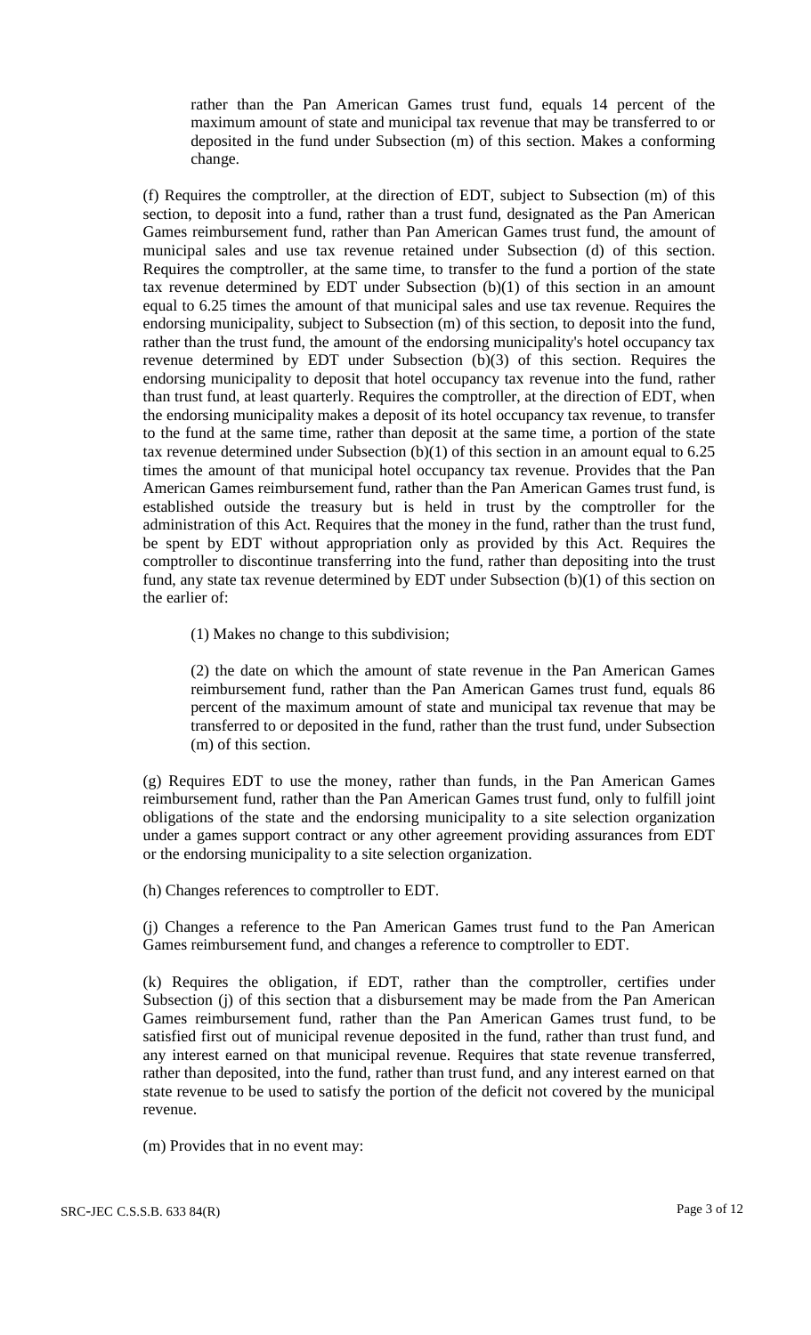rather than the Pan American Games trust fund, equals 14 percent of the maximum amount of state and municipal tax revenue that may be transferred to or deposited in the fund under Subsection (m) of this section. Makes a conforming change.

(f) Requires the comptroller, at the direction of EDT, subject to Subsection (m) of this section, to deposit into a fund, rather than a trust fund, designated as the Pan American Games reimbursement fund, rather than Pan American Games trust fund, the amount of municipal sales and use tax revenue retained under Subsection (d) of this section. Requires the comptroller, at the same time, to transfer to the fund a portion of the state tax revenue determined by EDT under Subsection (b)(1) of this section in an amount equal to 6.25 times the amount of that municipal sales and use tax revenue. Requires the endorsing municipality, subject to Subsection (m) of this section, to deposit into the fund, rather than the trust fund, the amount of the endorsing municipality's hotel occupancy tax revenue determined by EDT under Subsection (b)(3) of this section. Requires the endorsing municipality to deposit that hotel occupancy tax revenue into the fund, rather than trust fund, at least quarterly. Requires the comptroller, at the direction of EDT, when the endorsing municipality makes a deposit of its hotel occupancy tax revenue, to transfer to the fund at the same time, rather than deposit at the same time, a portion of the state tax revenue determined under Subsection (b)(1) of this section in an amount equal to 6.25 times the amount of that municipal hotel occupancy tax revenue. Provides that the Pan American Games reimbursement fund, rather than the Pan American Games trust fund, is established outside the treasury but is held in trust by the comptroller for the administration of this Act. Requires that the money in the fund, rather than the trust fund, be spent by EDT without appropriation only as provided by this Act. Requires the comptroller to discontinue transferring into the fund, rather than depositing into the trust fund, any state tax revenue determined by EDT under Subsection (b)(1) of this section on the earlier of:

(1) Makes no change to this subdivision;

(2) the date on which the amount of state revenue in the Pan American Games reimbursement fund, rather than the Pan American Games trust fund, equals 86 percent of the maximum amount of state and municipal tax revenue that may be transferred to or deposited in the fund, rather than the trust fund, under Subsection (m) of this section.

(g) Requires EDT to use the money, rather than funds, in the Pan American Games reimbursement fund, rather than the Pan American Games trust fund, only to fulfill joint obligations of the state and the endorsing municipality to a site selection organization under a games support contract or any other agreement providing assurances from EDT or the endorsing municipality to a site selection organization.

(h) Changes references to comptroller to EDT.

(j) Changes a reference to the Pan American Games trust fund to the Pan American Games reimbursement fund, and changes a reference to comptroller to EDT.

(k) Requires the obligation, if EDT, rather than the comptroller, certifies under Subsection (j) of this section that a disbursement may be made from the Pan American Games reimbursement fund, rather than the Pan American Games trust fund, to be satisfied first out of municipal revenue deposited in the fund, rather than trust fund, and any interest earned on that municipal revenue. Requires that state revenue transferred, rather than deposited, into the fund, rather than trust fund, and any interest earned on that state revenue to be used to satisfy the portion of the deficit not covered by the municipal revenue.

(m) Provides that in no event may: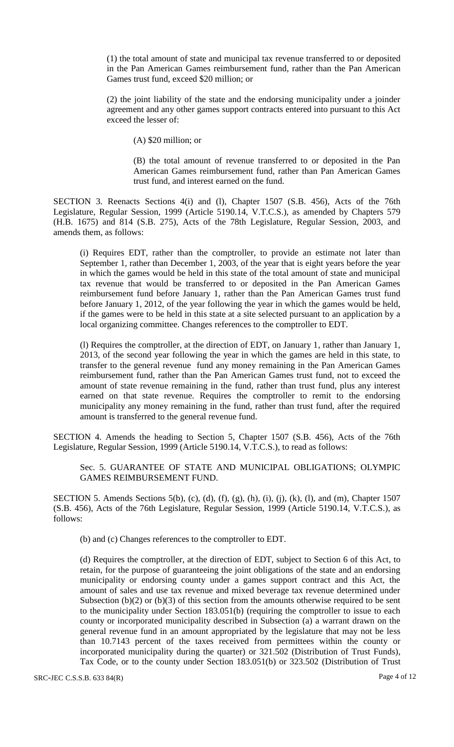(1) the total amount of state and municipal tax revenue transferred to or deposited in the Pan American Games reimbursement fund, rather than the Pan American Games trust fund, exceed $20 million; or

(2) the joint liability of the state and the endorsing municipality under a joinder agreement and any other games support contracts entered into pursuant to this Act exceed the lesser of:

(A) $20 million; or

(B) the total amount of revenue transferred to or deposited in the Pan American Games reimbursement fund, rather than Pan American Games trust fund, and interest earned on the fund.

SECTION 3. Reenacts Sections 4(i) and (l), Chapter 1507 (S.B. 456), Acts of the 76th Legislature, Regular Session, 1999 (Article 5190.14, V.T.C.S.), as amended by Chapters 579 (H.B. 1675) and 814 (S.B. 275), Acts of the 78th Legislature, Regular Session, 2003, and amends them, as follows:

(i) Requires EDT, rather than the comptroller, to provide an estimate not later than September 1, rather than December 1, 2003, of the year that is eight years before the year in which the games would be held in this state of the total amount of state and municipal tax revenue that would be transferred to or deposited in the Pan American Games reimbursement fund before January 1, rather than the Pan American Games trust fund before January 1, 2012, of the year following the year in which the games would be held, if the games were to be held in this state at a site selected pursuant to an application by a local organizing committee. Changes references to the comptroller to EDT.

(l) Requires the comptroller, at the direction of EDT, on January 1, rather than January 1, 2013, of the second year following the year in which the games are held in this state, to transfer to the general revenue fund any money remaining in the Pan American Games reimbursement fund, rather than the Pan American Games trust fund, not to exceed the amount of state revenue remaining in the fund, rather than trust fund, plus any interest earned on that state revenue. Requires the comptroller to remit to the endorsing municipality any money remaining in the fund, rather than trust fund, after the required amount is transferred to the general revenue fund.

SECTION 4. Amends the heading to Section 5, Chapter 1507 (S.B. 456), Acts of the 76th Legislature, Regular Session, 1999 (Article 5190.14, V.T.C.S.), to read as follows:

Sec. 5. GUARANTEE OF STATE AND MUNICIPAL OBLIGATIONS; OLYMPIC GAMES REIMBURSEMENT FUND.

SECTION 5. Amends Sections 5(b), (c), (d), (f), (g), (h), (i), (j), (k), (l), and (m), Chapter 1507 (S.B. 456), Acts of the 76th Legislature, Regular Session, 1999 (Article 5190.14, V.T.C.S.), as follows:

(b) and (c) Changes references to the comptroller to EDT.

(d) Requires the comptroller, at the direction of EDT, subject to Section 6 of this Act, to retain, for the purpose of guaranteeing the joint obligations of the state and an endorsing municipality or endorsing county under a games support contract and this Act, the amount of sales and use tax revenue and mixed beverage tax revenue determined under Subsection (b)(2) or (b)(3) of this section from the amounts otherwise required to be sent to the municipality under Section 183.051(b) (requiring the comptroller to issue to each county or incorporated municipality described in Subsection (a) a warrant drawn on the general revenue fund in an amount appropriated by the legislature that may not be less than 10.7143 percent of the taxes received from permittees within the county or incorporated municipality during the quarter) or 321.502 (Distribution of Trust Funds), Tax Code, or to the county under Section 183.051(b) or 323.502 (Distribution of Trust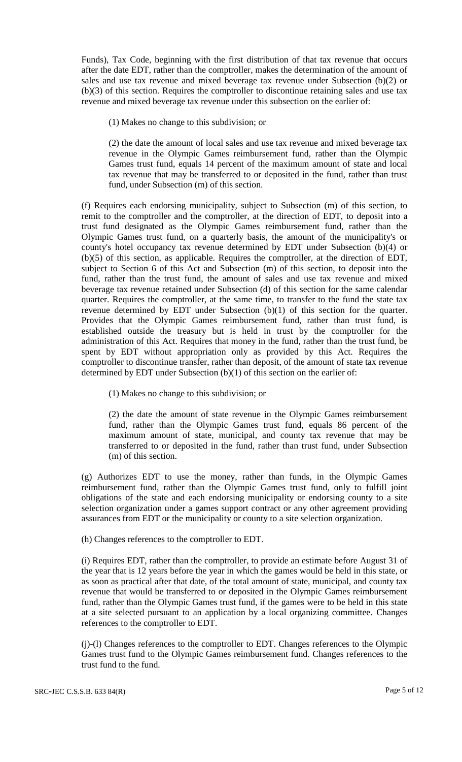Funds), Tax Code, beginning with the first distribution of that tax revenue that occurs after the date EDT, rather than the comptroller, makes the determination of the amount of sales and use tax revenue and mixed beverage tax revenue under Subsection (b)(2) or (b)(3) of this section. Requires the comptroller to discontinue retaining sales and use tax revenue and mixed beverage tax revenue under this subsection on the earlier of:

(1) Makes no change to this subdivision; or

(2) the date the amount of local sales and use tax revenue and mixed beverage tax revenue in the Olympic Games reimbursement fund, rather than the Olympic Games trust fund, equals 14 percent of the maximum amount of state and local tax revenue that may be transferred to or deposited in the fund, rather than trust fund, under Subsection (m) of this section.

(f) Requires each endorsing municipality, subject to Subsection (m) of this section, to remit to the comptroller and the comptroller, at the direction of EDT, to deposit into a trust fund designated as the Olympic Games reimbursement fund, rather than the Olympic Games trust fund, on a quarterly basis, the amount of the municipality's or county's hotel occupancy tax revenue determined by EDT under Subsection (b)(4) or (b)(5) of this section, as applicable. Requires the comptroller, at the direction of EDT, subject to Section 6 of this Act and Subsection (m) of this section, to deposit into the fund, rather than the trust fund, the amount of sales and use tax revenue and mixed beverage tax revenue retained under Subsection (d) of this section for the same calendar quarter. Requires the comptroller, at the same time, to transfer to the fund the state tax revenue determined by EDT under Subsection (b)(1) of this section for the quarter. Provides that the Olympic Games reimbursement fund, rather than trust fund, is established outside the treasury but is held in trust by the comptroller for the administration of this Act. Requires that money in the fund, rather than the trust fund, be spent by EDT without appropriation only as provided by this Act. Requires the comptroller to discontinue transfer, rather than deposit, of the amount of state tax revenue determined by EDT under Subsection (b)(1) of this section on the earlier of:

(1) Makes no change to this subdivision; or

(2) the date the amount of state revenue in the Olympic Games reimbursement fund, rather than the Olympic Games trust fund, equals 86 percent of the maximum amount of state, municipal, and county tax revenue that may be transferred to or deposited in the fund, rather than trust fund, under Subsection (m) of this section.

(g) Authorizes EDT to use the money, rather than funds, in the Olympic Games reimbursement fund, rather than the Olympic Games trust fund, only to fulfill joint obligations of the state and each endorsing municipality or endorsing county to a site selection organization under a games support contract or any other agreement providing assurances from EDT or the municipality or county to a site selection organization.

(h) Changes references to the comptroller to EDT.

(i) Requires EDT, rather than the comptroller, to provide an estimate before August 31 of the year that is 12 years before the year in which the games would be held in this state, or as soon as practical after that date, of the total amount of state, municipal, and county tax revenue that would be transferred to or deposited in the Olympic Games reimbursement fund, rather than the Olympic Games trust fund, if the games were to be held in this state at a site selected pursuant to an application by a local organizing committee. Changes references to the comptroller to EDT.

(j)-(l) Changes references to the comptroller to EDT. Changes references to the Olympic Games trust fund to the Olympic Games reimbursement fund. Changes references to the trust fund to the fund.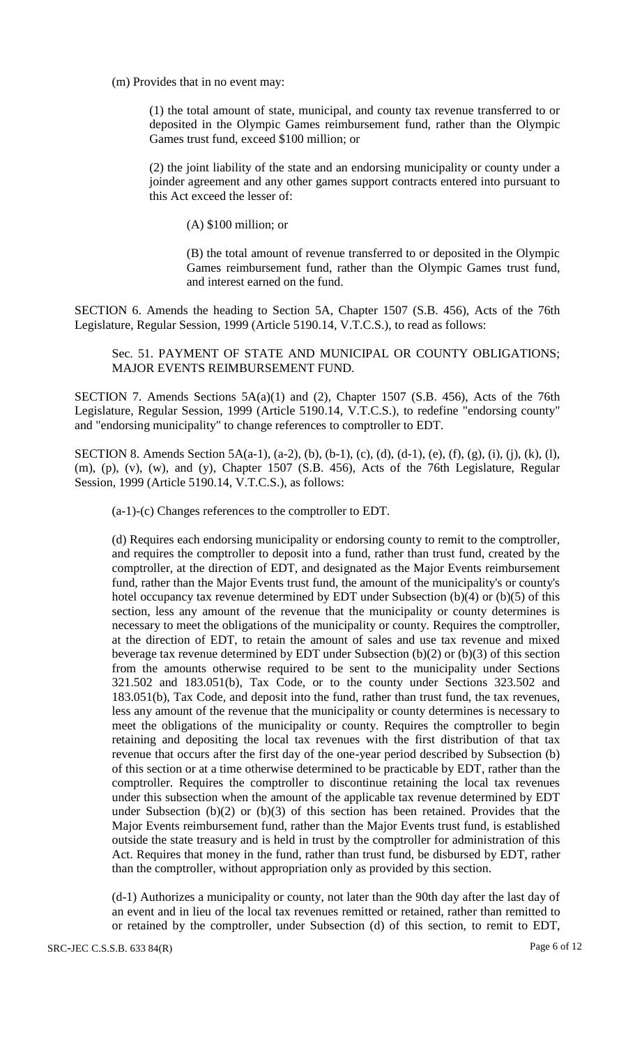(m) Provides that in no event may:

(1) the total amount of state, municipal, and county tax revenue transferred to or deposited in the Olympic Games reimbursement fund, rather than the Olympic Games trust fund, exceed $100 million; or

(2) the joint liability of the state and an endorsing municipality or county under a joinder agreement and any other games support contracts entered into pursuant to this Act exceed the lesser of:

(A) $100 million; or

(B) the total amount of revenue transferred to or deposited in the Olympic Games reimbursement fund, rather than the Olympic Games trust fund, and interest earned on the fund.

SECTION 6. Amends the heading to Section 5A, Chapter 1507 (S.B. 456), Acts of the 76th Legislature, Regular Session, 1999 (Article 5190.14, V.T.C.S.), to read as follows:

Sec. 51. PAYMENT OF STATE AND MUNICIPAL OR COUNTY OBLIGATIONS; MAJOR EVENTS REIMBURSEMENT FUND.

SECTION 7. Amends Sections 5A(a)(1) and (2), Chapter 1507 (S.B. 456), Acts of the 76th Legislature, Regular Session, 1999 (Article 5190.14, V.T.C.S.), to redefine "endorsing county" and "endorsing municipality" to change references to comptroller to EDT.

SECTION 8. Amends Section 5A(a-1), (a-2), (b), (b-1), (c), (d), (d-1), (e), (f), (g), (i), (j), (k), (l), (m), (p), (v), (w), and (y), Chapter 1507 (S.B. 456), Acts of the 76th Legislature, Regular Session, 1999 (Article 5190.14, V.T.C.S.), as follows:

(a-1)-(c) Changes references to the comptroller to EDT.

(d) Requires each endorsing municipality or endorsing county to remit to the comptroller, and requires the comptroller to deposit into a fund, rather than trust fund, created by the comptroller, at the direction of EDT, and designated as the Major Events reimbursement fund, rather than the Major Events trust fund, the amount of the municipality's or county's hotel occupancy tax revenue determined by EDT under Subsection (b)(4) or (b)(5) of this section, less any amount of the revenue that the municipality or county determines is necessary to meet the obligations of the municipality or county. Requires the comptroller, at the direction of EDT, to retain the amount of sales and use tax revenue and mixed beverage tax revenue determined by EDT under Subsection (b)(2) or (b)(3) of this section from the amounts otherwise required to be sent to the municipality under Sections 321.502 and 183.051(b), Tax Code, or to the county under Sections 323.502 and 183.051(b), Tax Code, and deposit into the fund, rather than trust fund, the tax revenues, less any amount of the revenue that the municipality or county determines is necessary to meet the obligations of the municipality or county. Requires the comptroller to begin retaining and depositing the local tax revenues with the first distribution of that tax revenue that occurs after the first day of the one-year period described by Subsection (b) of this section or at a time otherwise determined to be practicable by EDT, rather than the comptroller. Requires the comptroller to discontinue retaining the local tax revenues under this subsection when the amount of the applicable tax revenue determined by EDT under Subsection (b)(2) or (b)(3) of this section has been retained. Provides that the Major Events reimbursement fund, rather than the Major Events trust fund, is established outside the state treasury and is held in trust by the comptroller for administration of this Act. Requires that money in the fund, rather than trust fund, be disbursed by EDT, rather than the comptroller, without appropriation only as provided by this section.

(d-1) Authorizes a municipality or county, not later than the 90th day after the last day of an event and in lieu of the local tax revenues remitted or retained, rather than remitted to or retained by the comptroller, under Subsection (d) of this section, to remit to EDT,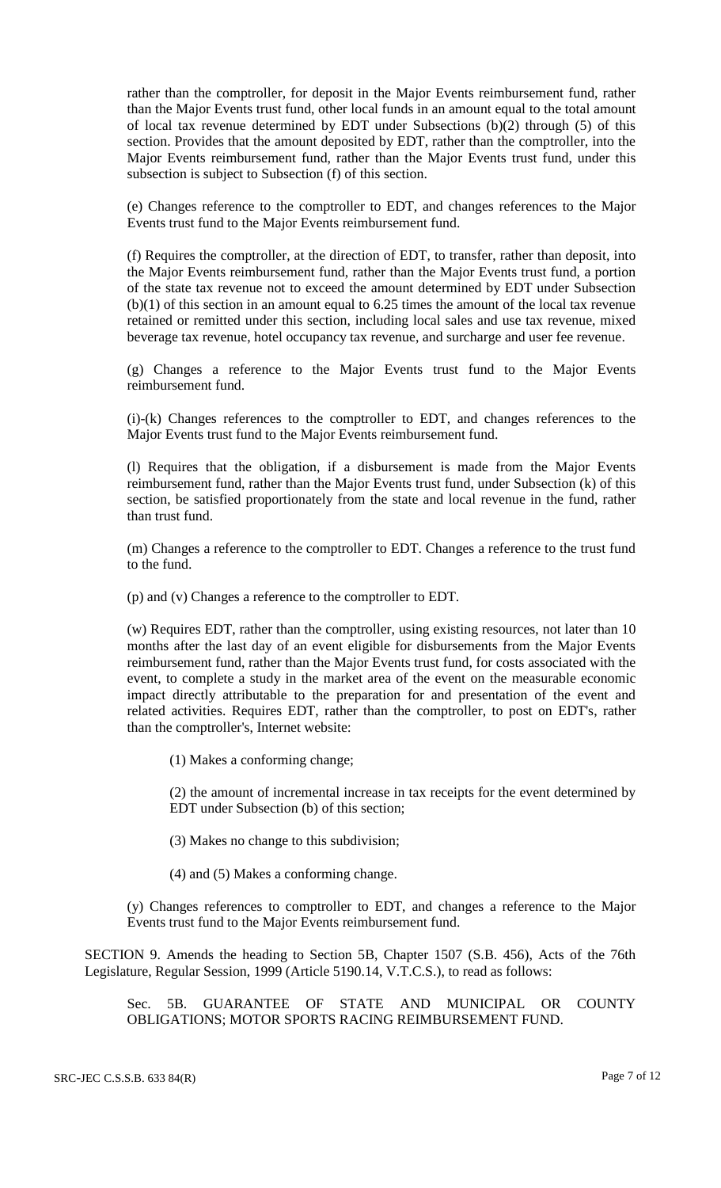rather than the comptroller, for deposit in the Major Events reimbursement fund, rather than the Major Events trust fund, other local funds in an amount equal to the total amount of local tax revenue determined by EDT under Subsections (b)(2) through (5) of this section. Provides that the amount deposited by EDT, rather than the comptroller, into the Major Events reimbursement fund, rather than the Major Events trust fund, under this subsection is subject to Subsection (f) of this section.

(e) Changes reference to the comptroller to EDT, and changes references to the Major Events trust fund to the Major Events reimbursement fund.

(f) Requires the comptroller, at the direction of EDT, to transfer, rather than deposit, into the Major Events reimbursement fund, rather than the Major Events trust fund, a portion of the state tax revenue not to exceed the amount determined by EDT under Subsection (b)(1) of this section in an amount equal to 6.25 times the amount of the local tax revenue retained or remitted under this section, including local sales and use tax revenue, mixed beverage tax revenue, hotel occupancy tax revenue, and surcharge and user fee revenue.

(g) Changes a reference to the Major Events trust fund to the Major Events reimbursement fund.

(i)-(k) Changes references to the comptroller to EDT, and changes references to the Major Events trust fund to the Major Events reimbursement fund.

(l) Requires that the obligation, if a disbursement is made from the Major Events reimbursement fund, rather than the Major Events trust fund, under Subsection (k) of this section, be satisfied proportionately from the state and local revenue in the fund, rather than trust fund.

(m) Changes a reference to the comptroller to EDT. Changes a reference to the trust fund to the fund.

(p) and (v) Changes a reference to the comptroller to EDT.

(w) Requires EDT, rather than the comptroller, using existing resources, not later than 10 months after the last day of an event eligible for disbursements from the Major Events reimbursement fund, rather than the Major Events trust fund, for costs associated with the event, to complete a study in the market area of the event on the measurable economic impact directly attributable to the preparation for and presentation of the event and related activities. Requires EDT, rather than the comptroller, to post on EDT's, rather than the comptroller's, Internet website:

(1) Makes a conforming change;

(2) the amount of incremental increase in tax receipts for the event determined by EDT under Subsection (b) of this section;

(3) Makes no change to this subdivision;

(4) and (5) Makes a conforming change.

(y) Changes references to comptroller to EDT, and changes a reference to the Major Events trust fund to the Major Events reimbursement fund.

SECTION 9. Amends the heading to Section 5B, Chapter 1507 (S.B. 456), Acts of the 76th Legislature, Regular Session, 1999 (Article 5190.14, V.T.C.S.), to read as follows:

Sec. 5B. GUARANTEE OF STATE AND MUNICIPAL OR COUNTY OBLIGATIONS; MOTOR SPORTS RACING REIMBURSEMENT FUND.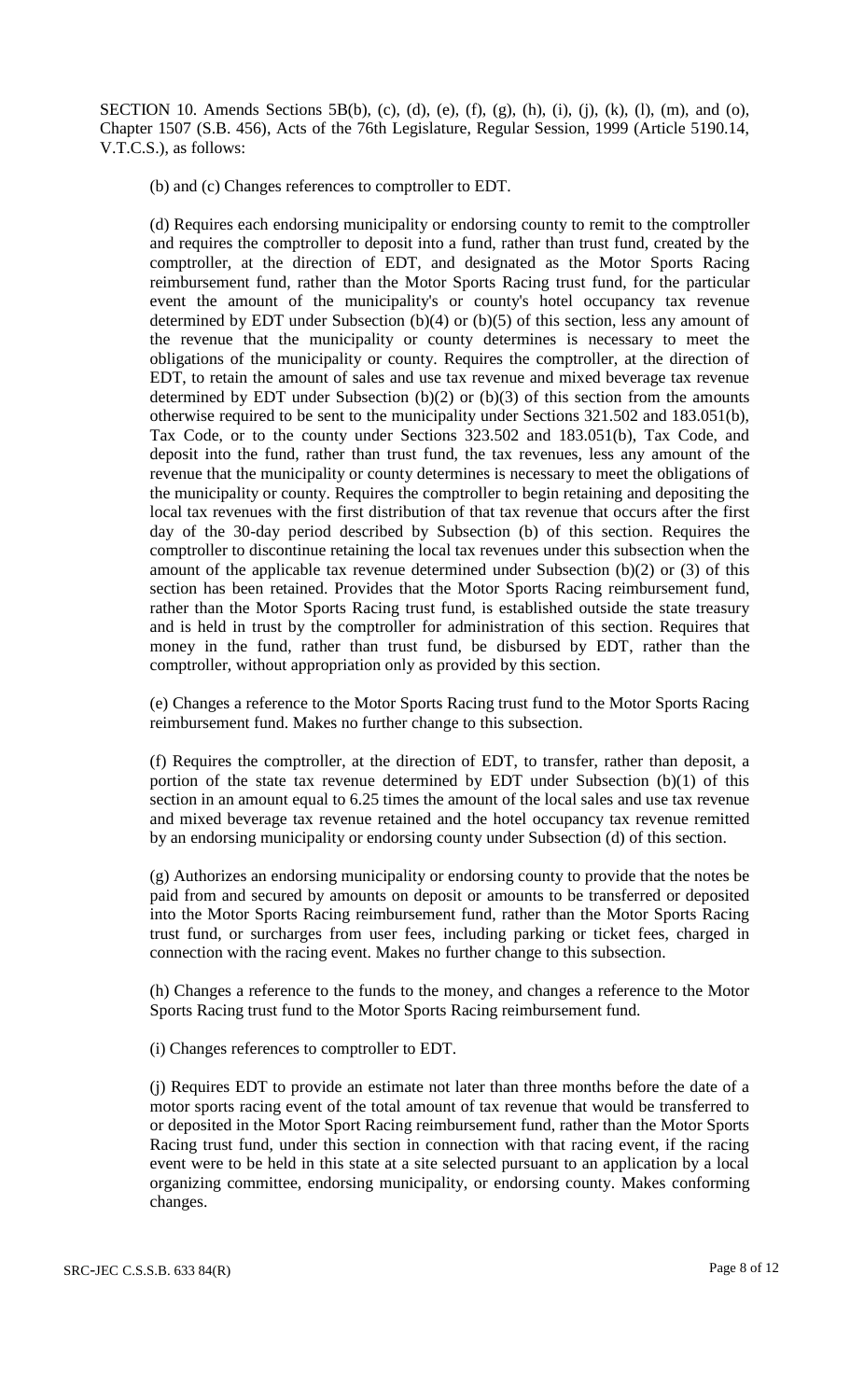SECTION 10. Amends Sections 5B(b), (c), (d), (e), (f), (g), (h), (i), (j), (k), (l), (m), and (o), Chapter 1507 (S.B. 456), Acts of the 76th Legislature, Regular Session, 1999 (Article 5190.14, V.T.C.S.), as follows:

(b) and (c) Changes references to comptroller to EDT.

(d) Requires each endorsing municipality or endorsing county to remit to the comptroller and requires the comptroller to deposit into a fund, rather than trust fund, created by the comptroller, at the direction of EDT, and designated as the Motor Sports Racing reimbursement fund, rather than the Motor Sports Racing trust fund, for the particular event the amount of the municipality's or county's hotel occupancy tax revenue determined by EDT under Subsection (b)(4) or (b)(5) of this section, less any amount of the revenue that the municipality or county determines is necessary to meet the obligations of the municipality or county. Requires the comptroller, at the direction of EDT, to retain the amount of sales and use tax revenue and mixed beverage tax revenue determined by EDT under Subsection (b)(2) or (b)(3) of this section from the amounts otherwise required to be sent to the municipality under Sections 321.502 and 183.051(b), Tax Code, or to the county under Sections 323.502 and 183.051(b), Tax Code, and deposit into the fund, rather than trust fund, the tax revenues, less any amount of the revenue that the municipality or county determines is necessary to meet the obligations of the municipality or county. Requires the comptroller to begin retaining and depositing the local tax revenues with the first distribution of that tax revenue that occurs after the first day of the 30-day period described by Subsection (b) of this section. Requires the comptroller to discontinue retaining the local tax revenues under this subsection when the amount of the applicable tax revenue determined under Subsection (b)(2) or (3) of this section has been retained. Provides that the Motor Sports Racing reimbursement fund, rather than the Motor Sports Racing trust fund, is established outside the state treasury and is held in trust by the comptroller for administration of this section. Requires that money in the fund, rather than trust fund, be disbursed by EDT, rather than the comptroller, without appropriation only as provided by this section.

(e) Changes a reference to the Motor Sports Racing trust fund to the Motor Sports Racing reimbursement fund. Makes no further change to this subsection.

(f) Requires the comptroller, at the direction of EDT, to transfer, rather than deposit, a portion of the state tax revenue determined by EDT under Subsection (b)(1) of this section in an amount equal to 6.25 times the amount of the local sales and use tax revenue and mixed beverage tax revenue retained and the hotel occupancy tax revenue remitted by an endorsing municipality or endorsing county under Subsection (d) of this section.

(g) Authorizes an endorsing municipality or endorsing county to provide that the notes be paid from and secured by amounts on deposit or amounts to be transferred or deposited into the Motor Sports Racing reimbursement fund, rather than the Motor Sports Racing trust fund, or surcharges from user fees, including parking or ticket fees, charged in connection with the racing event. Makes no further change to this subsection.

(h) Changes a reference to the funds to the money, and changes a reference to the Motor Sports Racing trust fund to the Motor Sports Racing reimbursement fund.

(i) Changes references to comptroller to EDT.

(j) Requires EDT to provide an estimate not later than three months before the date of a motor sports racing event of the total amount of tax revenue that would be transferred to or deposited in the Motor Sport Racing reimbursement fund, rather than the Motor Sports Racing trust fund, under this section in connection with that racing event, if the racing event were to be held in this state at a site selected pursuant to an application by a local organizing committee, endorsing municipality, or endorsing county. Makes conforming changes.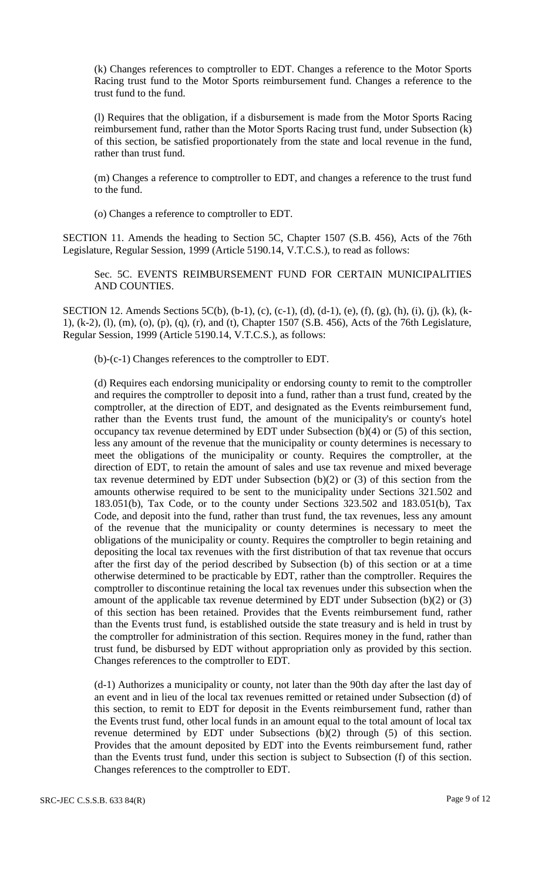(k) Changes references to comptroller to EDT. Changes a reference to the Motor Sports Racing trust fund to the Motor Sports reimbursement fund. Changes a reference to the trust fund to the fund.

(l) Requires that the obligation, if a disbursement is made from the Motor Sports Racing reimbursement fund, rather than the Motor Sports Racing trust fund, under Subsection (k) of this section, be satisfied proportionately from the state and local revenue in the fund, rather than trust fund.

(m) Changes a reference to comptroller to EDT, and changes a reference to the trust fund to the fund.

(o) Changes a reference to comptroller to EDT.

SECTION 11. Amends the heading to Section 5C, Chapter 1507 (S.B. 456), Acts of the 76th Legislature, Regular Session, 1999 (Article 5190.14, V.T.C.S.), to read as follows:

Sec. 5C. EVENTS REIMBURSEMENT FUND FOR CERTAIN MUNICIPALITIES AND COUNTIES.

SECTION 12. Amends Sections 5C(b), (b-1), (c), (c-1), (d), (d-1), (e), (f), (g), (h), (i), (j), (k), (k-1), (k-2), (l), (m), (o), (p), (q), (r), and (t), Chapter 1507 (S.B. 456), Acts of the 76th Legislature, Regular Session, 1999 (Article 5190.14, V.T.C.S.), as follows:

(b)-(c-1) Changes references to the comptroller to EDT.

(d) Requires each endorsing municipality or endorsing county to remit to the comptroller and requires the comptroller to deposit into a fund, rather than a trust fund, created by the comptroller, at the direction of EDT, and designated as the Events reimbursement fund, rather than the Events trust fund, the amount of the municipality's or county's hotel occupancy tax revenue determined by EDT under Subsection (b)(4) or (5) of this section, less any amount of the revenue that the municipality or county determines is necessary to meet the obligations of the municipality or county. Requires the comptroller, at the direction of EDT, to retain the amount of sales and use tax revenue and mixed beverage tax revenue determined by EDT under Subsection (b)(2) or (3) of this section from the amounts otherwise required to be sent to the municipality under Sections 321.502 and 183.051(b), Tax Code, or to the county under Sections 323.502 and 183.051(b), Tax Code, and deposit into the fund, rather than trust fund, the tax revenues, less any amount of the revenue that the municipality or county determines is necessary to meet the obligations of the municipality or county. Requires the comptroller to begin retaining and depositing the local tax revenues with the first distribution of that tax revenue that occurs after the first day of the period described by Subsection (b) of this section or at a time otherwise determined to be practicable by EDT, rather than the comptroller. Requires the comptroller to discontinue retaining the local tax revenues under this subsection when the amount of the applicable tax revenue determined by EDT under Subsection (b)(2) or (3) of this section has been retained. Provides that the Events reimbursement fund, rather than the Events trust fund, is established outside the state treasury and is held in trust by the comptroller for administration of this section. Requires money in the fund, rather than trust fund, be disbursed by EDT without appropriation only as provided by this section. Changes references to the comptroller to EDT.

(d-1) Authorizes a municipality or county, not later than the 90th day after the last day of an event and in lieu of the local tax revenues remitted or retained under Subsection (d) of this section, to remit to EDT for deposit in the Events reimbursement fund, rather than the Events trust fund, other local funds in an amount equal to the total amount of local tax revenue determined by EDT under Subsections (b)(2) through (5) of this section. Provides that the amount deposited by EDT into the Events reimbursement fund, rather than the Events trust fund, under this section is subject to Subsection (f) of this section. Changes references to the comptroller to EDT.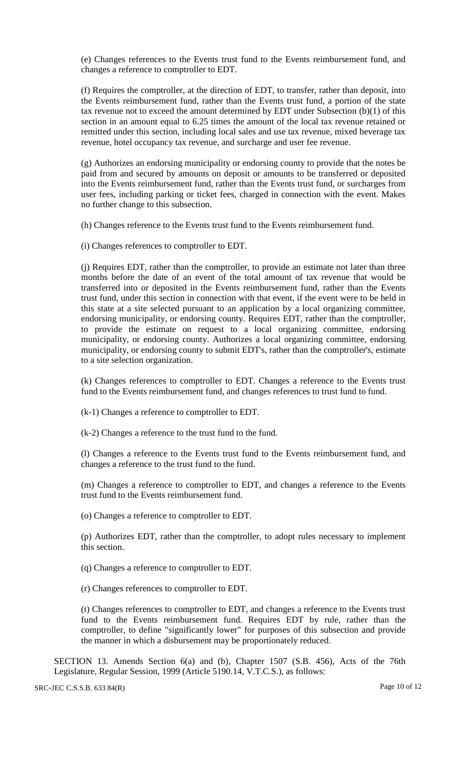(e) Changes references to the Events trust fund to the Events reimbursement fund, and changes a reference to comptroller to EDT.

(f) Requires the comptroller, at the direction of EDT, to transfer, rather than deposit, into the Events reimbursement fund, rather than the Events trust fund, a portion of the state tax revenue not to exceed the amount determined by EDT under Subsection (b)(1) of this section in an amount equal to 6.25 times the amount of the local tax revenue retained or remitted under this section, including local sales and use tax revenue, mixed beverage tax revenue, hotel occupancy tax revenue, and surcharge and user fee revenue.

(g) Authorizes an endorsing municipality or endorsing county to provide that the notes be paid from and secured by amounts on deposit or amounts to be transferred or deposited into the Events reimbursement fund, rather than the Events trust fund, or surcharges from user fees, including parking or ticket fees, charged in connection with the event. Makes no further change to this subsection.

(h) Changes reference to the Events trust fund to the Events reimbursement fund.

(i) Changes references to comptroller to EDT.

(j) Requires EDT, rather than the comptroller, to provide an estimate not later than three months before the date of an event of the total amount of tax revenue that would be transferred into or deposited in the Events reimbursement fund, rather than the Events trust fund, under this section in connection with that event, if the event were to be held in this state at a site selected pursuant to an application by a local organizing committee, endorsing municipality, or endorsing county. Requires EDT, rather than the comptroller, to provide the estimate on request to a local organizing committee, endorsing municipality, or endorsing county. Authorizes a local organizing committee, endorsing municipality, or endorsing county to submit EDT's, rather than the comptroller's, estimate to a site selection organization.

(k) Changes references to comptroller to EDT. Changes a reference to the Events trust fund to the Events reimbursement fund, and changes references to trust fund to fund.

(k-1) Changes a reference to comptroller to EDT.

(k-2) Changes a reference to the trust fund to the fund.

(l) Changes a reference to the Events trust fund to the Events reimbursement fund, and changes a reference to the trust fund to the fund.

(m) Changes a reference to comptroller to EDT, and changes a reference to the Events trust fund to the Events reimbursement fund.

(o) Changes a reference to comptroller to EDT.

(p) Authorizes EDT, rather than the comptroller, to adopt rules necessary to implement this section.

(q) Changes a reference to comptroller to EDT.

(r) Changes references to comptroller to EDT.

(t) Changes references to comptroller to EDT, and changes a reference to the Events trust fund to the Events reimbursement fund. Requires EDT by rule, rather than the comptroller, to define "significantly lower" for purposes of this subsection and provide the manner in which a disbursement may be proportionately reduced.

SECTION 13. Amends Section 6(a) and (b), Chapter 1507 (S.B. 456), Acts of the 76th Legislature, Regular Session, 1999 (Article 5190.14, V.T.C.S.), as follows: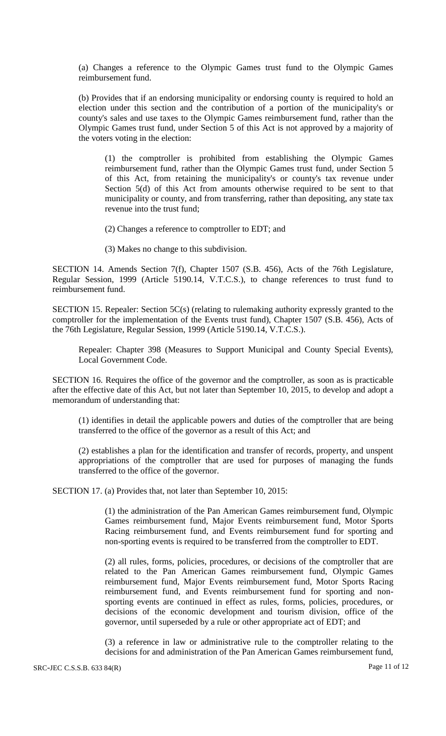(a) Changes a reference to the Olympic Games trust fund to the Olympic Games reimbursement fund.

(b) Provides that if an endorsing municipality or endorsing county is required to hold an election under this section and the contribution of a portion of the municipality's or county's sales and use taxes to the Olympic Games reimbursement fund, rather than the Olympic Games trust fund, under Section 5 of this Act is not approved by a majority of the voters voting in the election:

(1) the comptroller is prohibited from establishing the Olympic Games reimbursement fund, rather than the Olympic Games trust fund, under Section 5 of this Act, from retaining the municipality's or county's tax revenue under Section 5(d) of this Act from amounts otherwise required to be sent to that municipality or county, and from transferring, rather than depositing, any state tax revenue into the trust fund;

(2) Changes a reference to comptroller to EDT; and

(3) Makes no change to this subdivision.

SECTION 14. Amends Section 7(f), Chapter 1507 (S.B. 456), Acts of the 76th Legislature, Regular Session, 1999 (Article 5190.14, V.T.C.S.), to change references to trust fund to reimbursement fund.

SECTION 15. Repealer: Section 5C(s) (relating to rulemaking authority expressly granted to the comptroller for the implementation of the Events trust fund), Chapter 1507 (S.B. 456), Acts of the 76th Legislature, Regular Session, 1999 (Article 5190.14, V.T.C.S.).

Repealer: Chapter 398 (Measures to Support Municipal and County Special Events), Local Government Code.

SECTION 16. Requires the office of the governor and the comptroller, as soon as is practicable after the effective date of this Act, but not later than September 10, 2015, to develop and adopt a memorandum of understanding that:

(1) identifies in detail the applicable powers and duties of the comptroller that are being transferred to the office of the governor as a result of this Act; and

(2) establishes a plan for the identification and transfer of records, property, and unspent appropriations of the comptroller that are used for purposes of managing the funds transferred to the office of the governor.

SECTION 17. (a) Provides that, not later than September 10, 2015:

(1) the administration of the Pan American Games reimbursement fund, Olympic Games reimbursement fund, Major Events reimbursement fund, Motor Sports Racing reimbursement fund, and Events reimbursement fund for sporting and non-sporting events is required to be transferred from the comptroller to EDT.

(2) all rules, forms, policies, procedures, or decisions of the comptroller that are related to the Pan American Games reimbursement fund, Olympic Games reimbursement fund, Major Events reimbursement fund, Motor Sports Racing reimbursement fund, and Events reimbursement fund for sporting and non-sporting events are continued in effect as rules, forms, policies, procedures, or decisions of the economic development and tourism division, office of the governor, until superseded by a rule or other appropriate act of EDT; and

(3) a reference in law or administrative rule to the comptroller relating to the decisions for and administration of the Pan American Games reimbursement fund,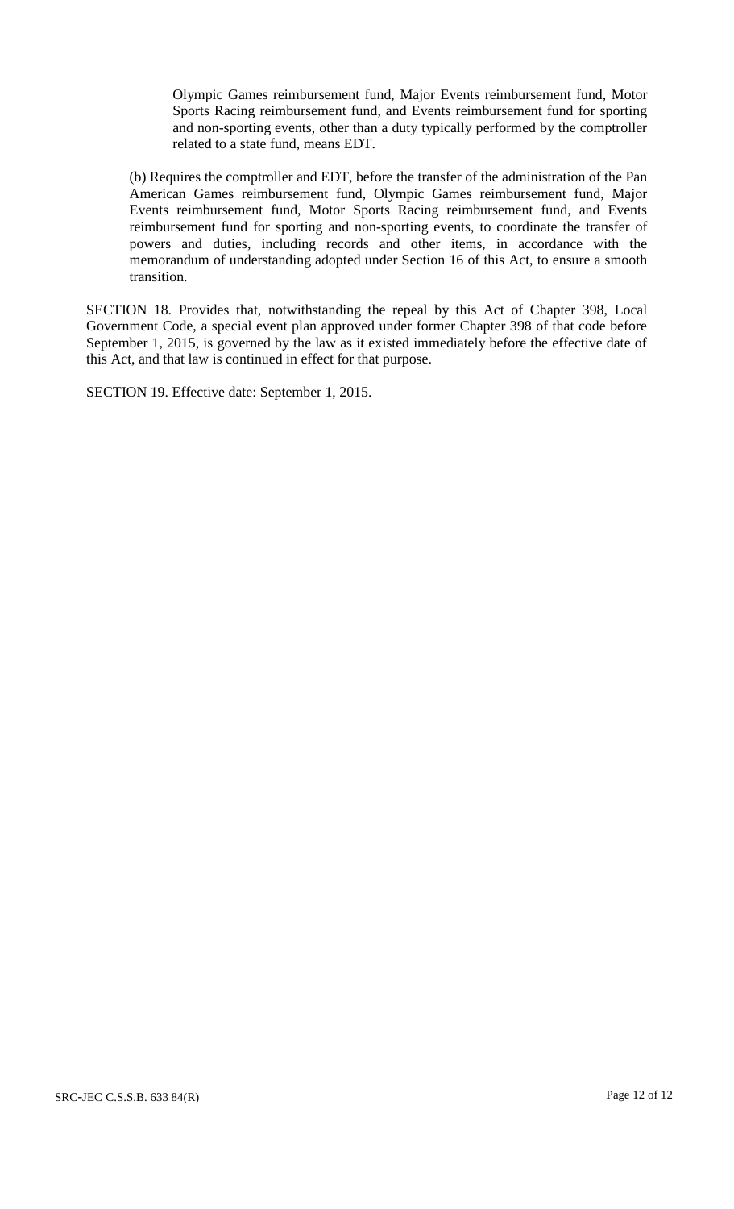Olympic Games reimbursement fund, Major Events reimbursement fund, Motor Sports Racing reimbursement fund, and Events reimbursement fund for sporting and non-sporting events, other than a duty typically performed by the comptroller related to a state fund, means EDT.

(b) Requires the comptroller and EDT, before the transfer of the administration of the Pan American Games reimbursement fund, Olympic Games reimbursement fund, Major Events reimbursement fund, Motor Sports Racing reimbursement fund, and Events reimbursement fund for sporting and non-sporting events, to coordinate the transfer of powers and duties, including records and other items, in accordance with the memorandum of understanding adopted under Section 16 of this Act, to ensure a smooth transition.

SECTION 18. Provides that, notwithstanding the repeal by this Act of Chapter 398, Local Government Code, a special event plan approved under former Chapter 398 of that code before September 1, 2015, is governed by the law as it existed immediately before the effective date of this Act, and that law is continued in effect for that purpose.

SECTION 19. Effective date: September 1, 2015.